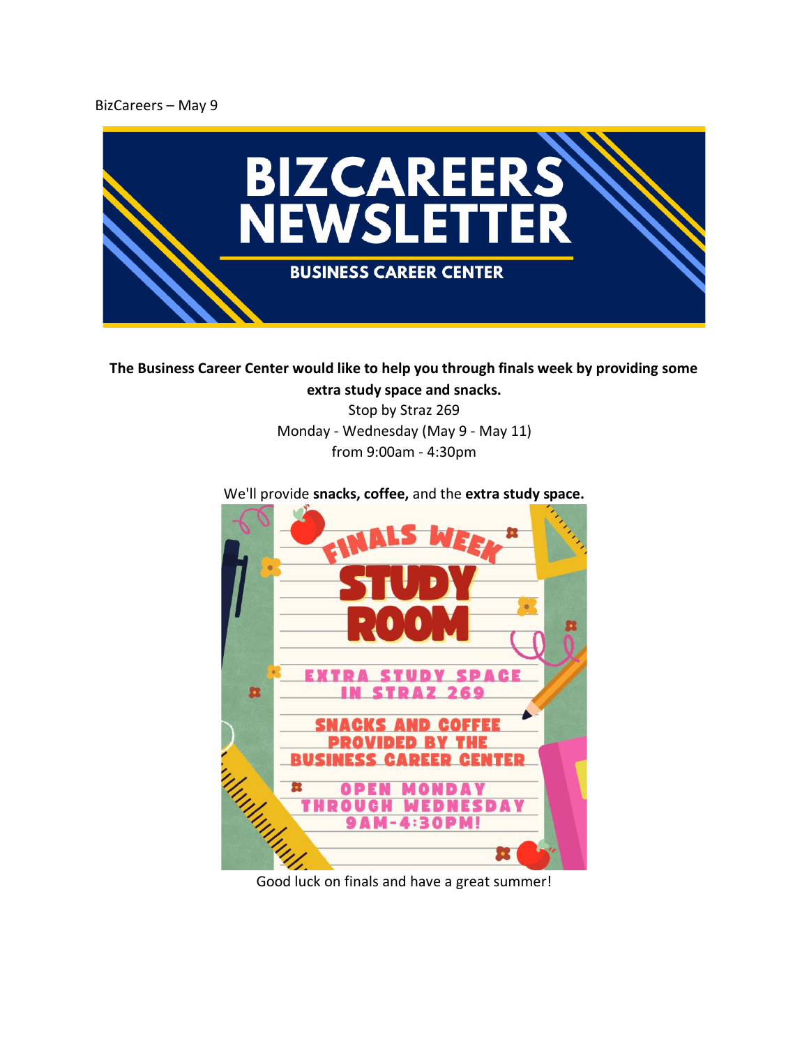BizCareers – May 9

# BIZCAREERS NEWSLETTER

## BUSINESS CAREER CENTER

**The Business Career Center would like to help you through finals week by providing some extra study space and snacks.**

Stop by Straz 269

Monday - Wednesday (May 9 - May 11)

from 9:00am - 4:30pm

We'll provide **snacks, coffee,** and the **extra study space.**

FINALS WEEK STUDY ROOM

EXTRA STUDY SPACE IN STRAZ 269

SNACKS AND COFFEE PROVIDED BY THE BUSINESS CAREER CENTER

OPEN MONDAY THROUGH WEDNESDAY 9AM-4:30PM!

Good luck on finals and have a great summer!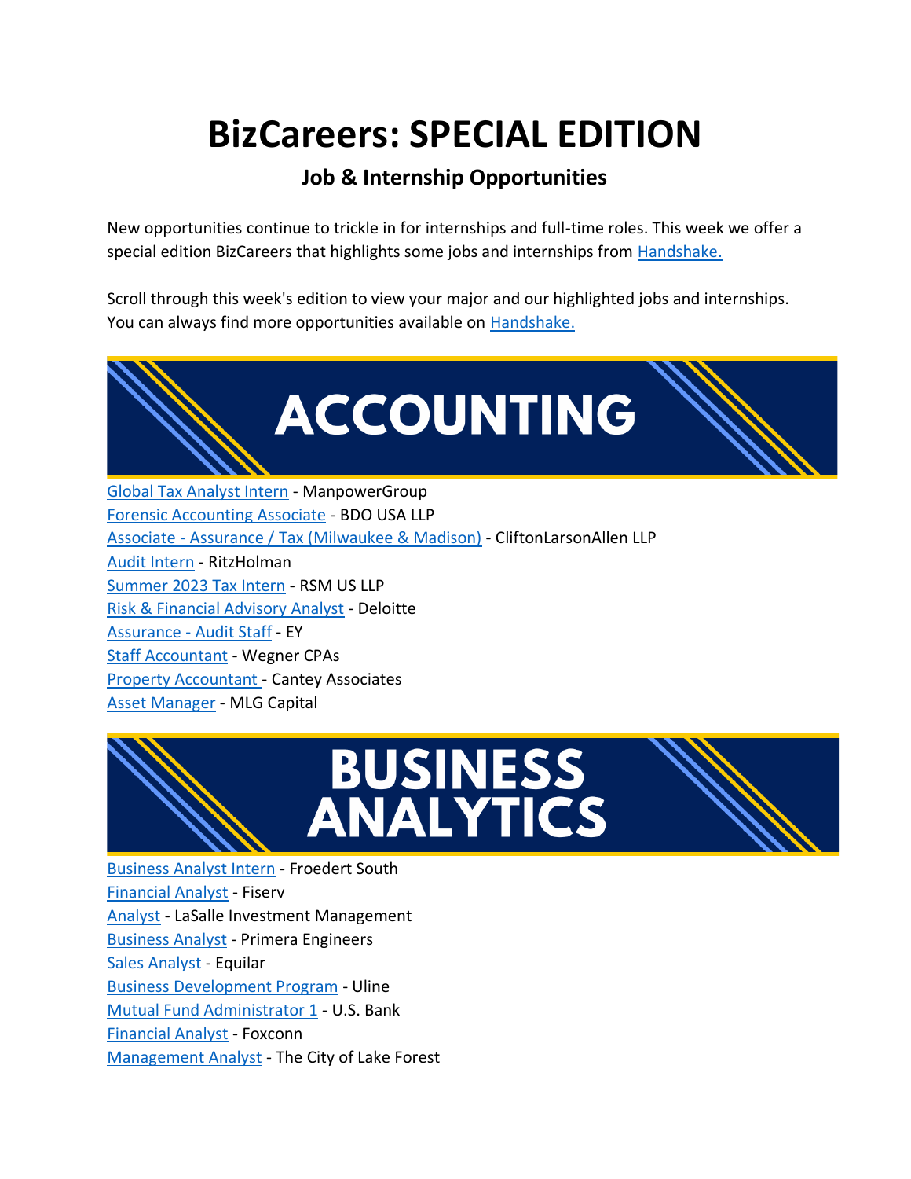# BizCareers: SPECIAL EDITION

### Job & Internship Opportunities

New opportunities continue to trickle in for internships and full-time roles. This week we offer a special edition BizCareers that highlights some jobs and internships from Handshake.

Scroll through this week's edition to view your major and our highlighted jobs and internships. You can always find more opportunities available on Handshake.

## ACCOUNTING

Global Tax Analyst Intern - ManpowerGroup
Forensic Accounting Associate - BDO USA LLP
Associate - Assurance / Tax (Milwaukee & Madison) - CliftonLarsonAllen LLP
Audit Intern - RitzHolman
Summer 2023 Tax Intern - RSM US LLP
Risk & Financial Advisory Analyst - Deloitte
Assurance - Audit Staff - EY
Staff Accountant - Wegner CPAs
Property Accountant - Cantey Associates
Asset Manager - MLG Capital

## BUSINESS ANALYTICS

Business Analyst Intern - Froedert South
Financial Analyst - Fiserv
Analyst - LaSalle Investment Management
Business Analyst - Primera Engineers
Sales Analyst - Equilar
Business Development Program - Uline
Mutual Fund Administrator 1 - U.S. Bank
Financial Analyst - Foxconn
Management Analyst - The City of Lake Forest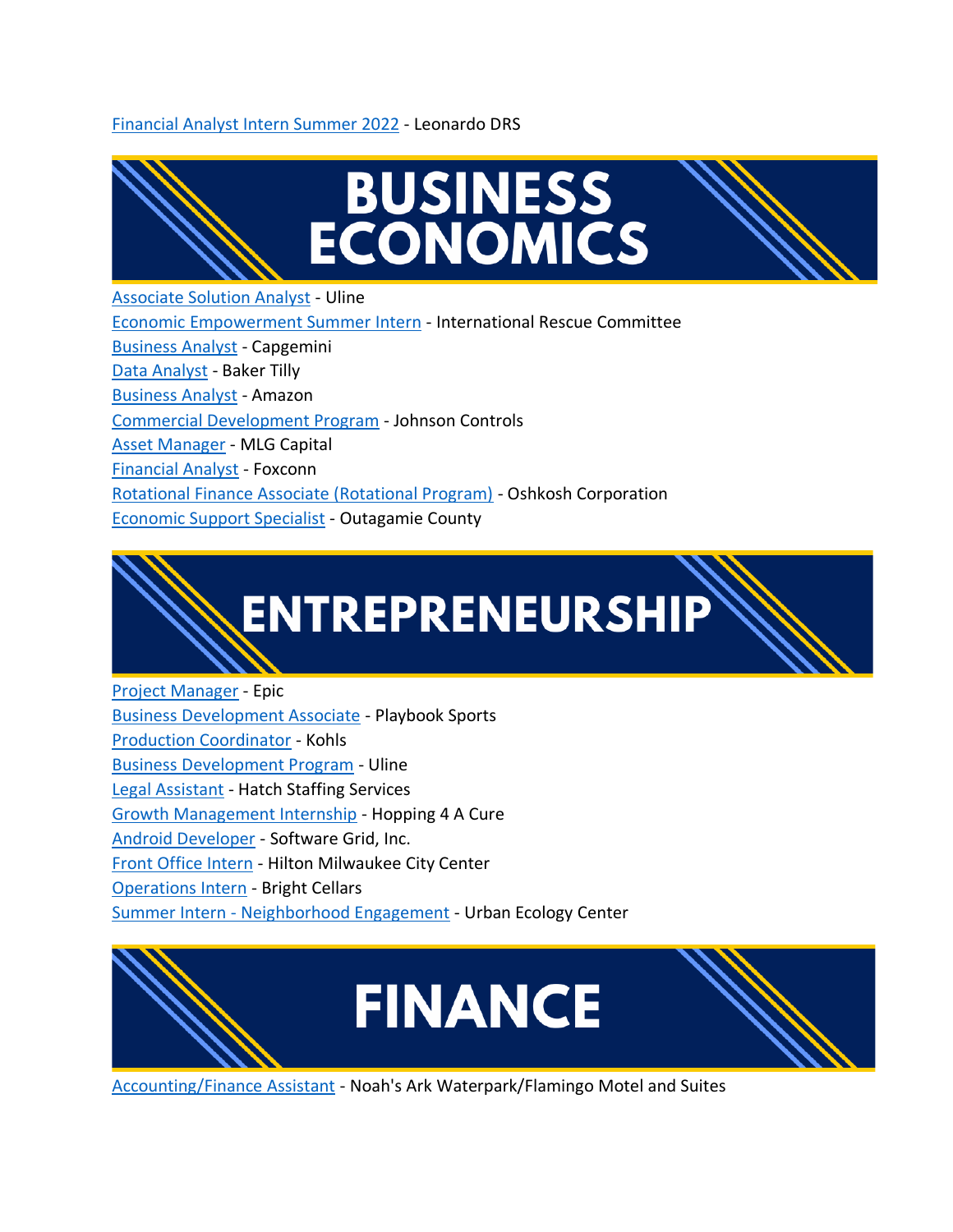Financial Analyst Intern Summer 2022 - Leonardo DRS

## BUSINESS ECONOMICS

Associate Solution Analyst - Uline
Economic Empowerment Summer Intern - International Rescue Committee
Business Analyst - Capgemini
Data Analyst - Baker Tilly
Business Analyst - Amazon
Commercial Development Program - Johnson Controls
Asset Manager - MLG Capital
Financial Analyst - Foxconn
Rotational Finance Associate (Rotational Program) - Oshkosh Corporation
Economic Support Specialist - Outagamie County

## ENTREPRENEURSHIP

Project Manager - Epic
Business Development Associate - Playbook Sports
Production Coordinator - Kohls
Business Development Program - Uline
Legal Assistant - Hatch Staffing Services
Growth Management Internship - Hopping 4 A Cure
Android Developer - Software Grid, Inc.
Front Office Intern - Hilton Milwaukee City Center
Operations Intern - Bright Cellars
Summer Intern - Neighborhood Engagement - Urban Ecology Center

## FINANCE

Accounting/Finance Assistant - Noah's Ark Waterpark/Flamingo Motel and Suites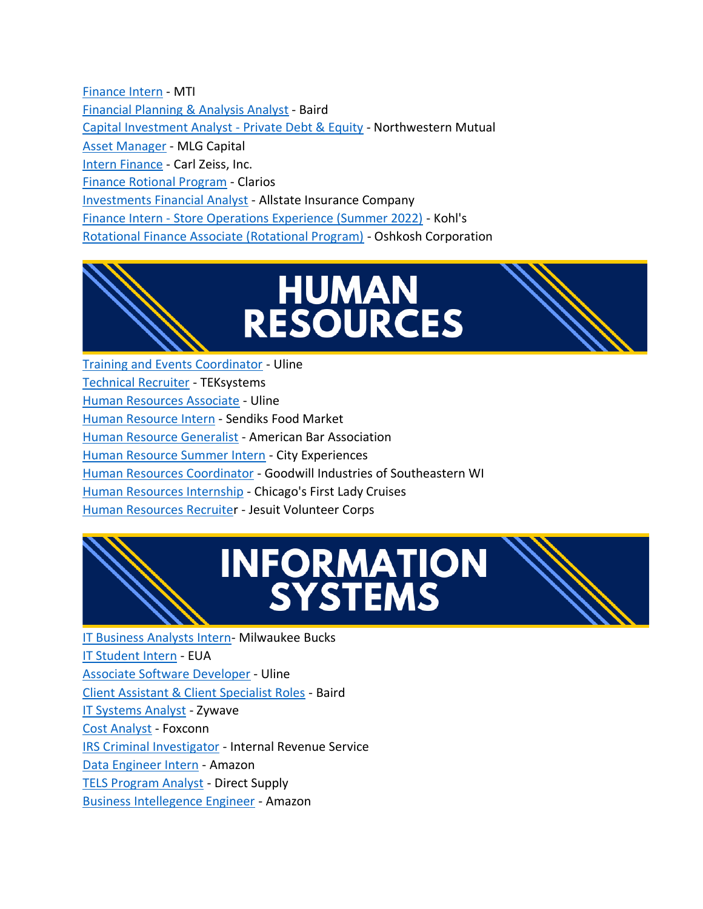Finance Intern - MTI
Financial Planning & Analysis Analyst - Baird
Capital Investment Analyst - Private Debt & Equity - Northwestern Mutual
Asset Manager - MLG Capital
Intern Finance - Carl Zeiss, Inc.
Finance Rotional Program - Clarios
Investments Financial Analyst - Allstate Insurance Company
Finance Intern - Store Operations Experience (Summer 2022) - Kohl's
Rotational Finance Associate (Rotational Program) - Oshkosh Corporation

# HUMAN RESOURCES

Training and Events Coordinator - Uline
Technical Recruiter - TEKsystems
Human Resources Associate - Uline
Human Resource Intern - Sendiks Food Market
Human Resource Generalist - American Bar Association
Human Resource Summer Intern - City Experiences
Human Resources Coordinator - Goodwill Industries of Southeastern WI
Human Resources Internship - Chicago's First Lady Cruises
Human Resources Recruiter - Jesuit Volunteer Corps

# INFORMATION SYSTEMS

IT Business Analysts Intern- Milwaukee Bucks
IT Student Intern - EUA
Associate Software Developer - Uline
Client Assistant & Client Specialist Roles - Baird
IT Systems Analyst - Zywave
Cost Analyst - Foxconn
IRS Criminal Investigator - Internal Revenue Service
Data Engineer Intern - Amazon
TELS Program Analyst - Direct Supply
Business Intellegence Engineer - Amazon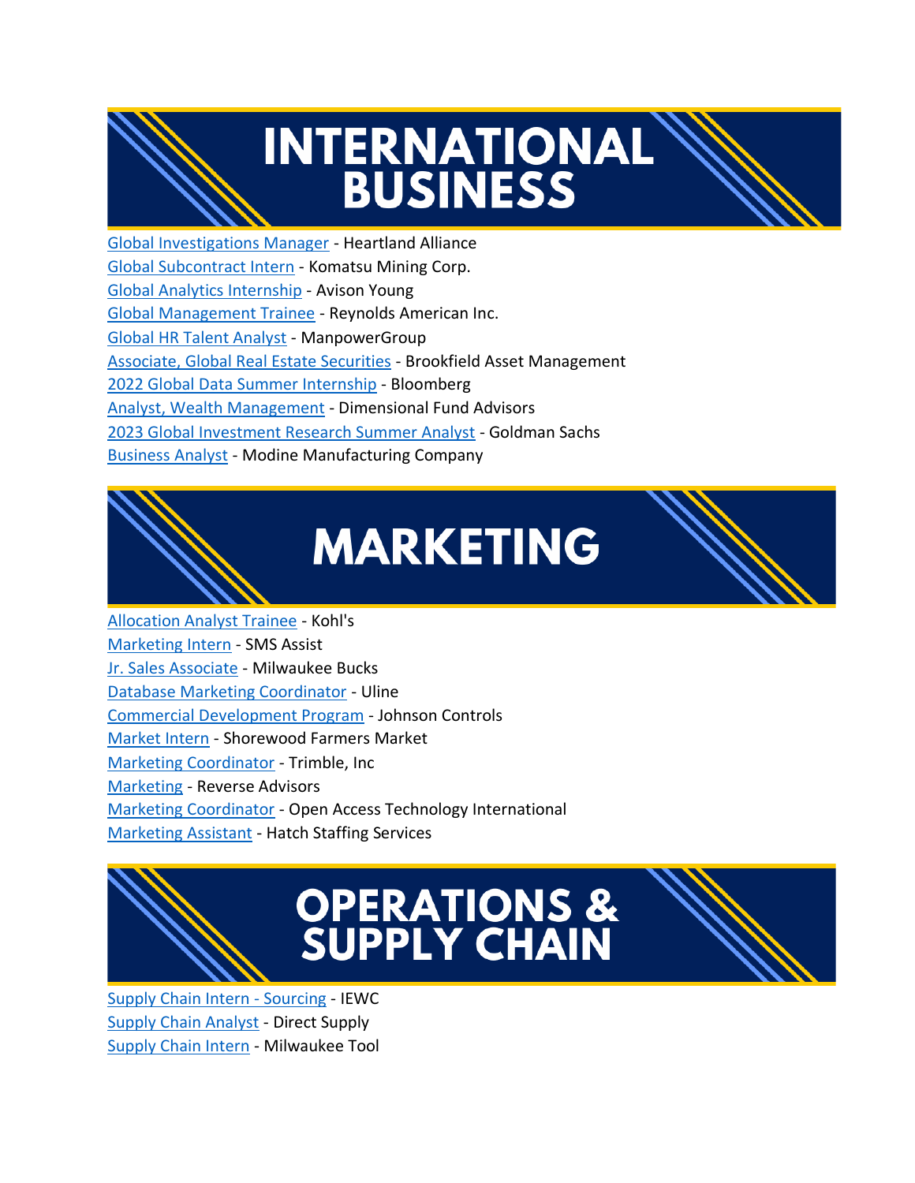# INTERNATIONAL BUSINESS

Global Investigations Manager - Heartland Alliance
Global Subcontract Intern - Komatsu Mining Corp.
Global Analytics Internship - Avison Young
Global Management Trainee - Reynolds American Inc.
Global HR Talent Analyst - ManpowerGroup
Associate, Global Real Estate Securities - Brookfield Asset Management
2022 Global Data Summer Internship - Bloomberg
Analyst, Wealth Management - Dimensional Fund Advisors
2023 Global Investment Research Summer Analyst - Goldman Sachs
Business Analyst - Modine Manufacturing Company

# MARKETING

Allocation Analyst Trainee - Kohl's
Marketing Intern - SMS Assist
Jr. Sales Associate - Milwaukee Bucks
Database Marketing Coordinator - Uline
Commercial Development Program - Johnson Controls
Market Intern - Shorewood Farmers Market
Marketing Coordinator - Trimble, Inc
Marketing - Reverse Advisors
Marketing Coordinator - Open Access Technology International
Marketing Assistant - Hatch Staffing Services

# OPERATIONS & SUPPLY CHAIN

Supply Chain Intern - Sourcing - IEWC
Supply Chain Analyst - Direct Supply
Supply Chain Intern - Milwaukee Tool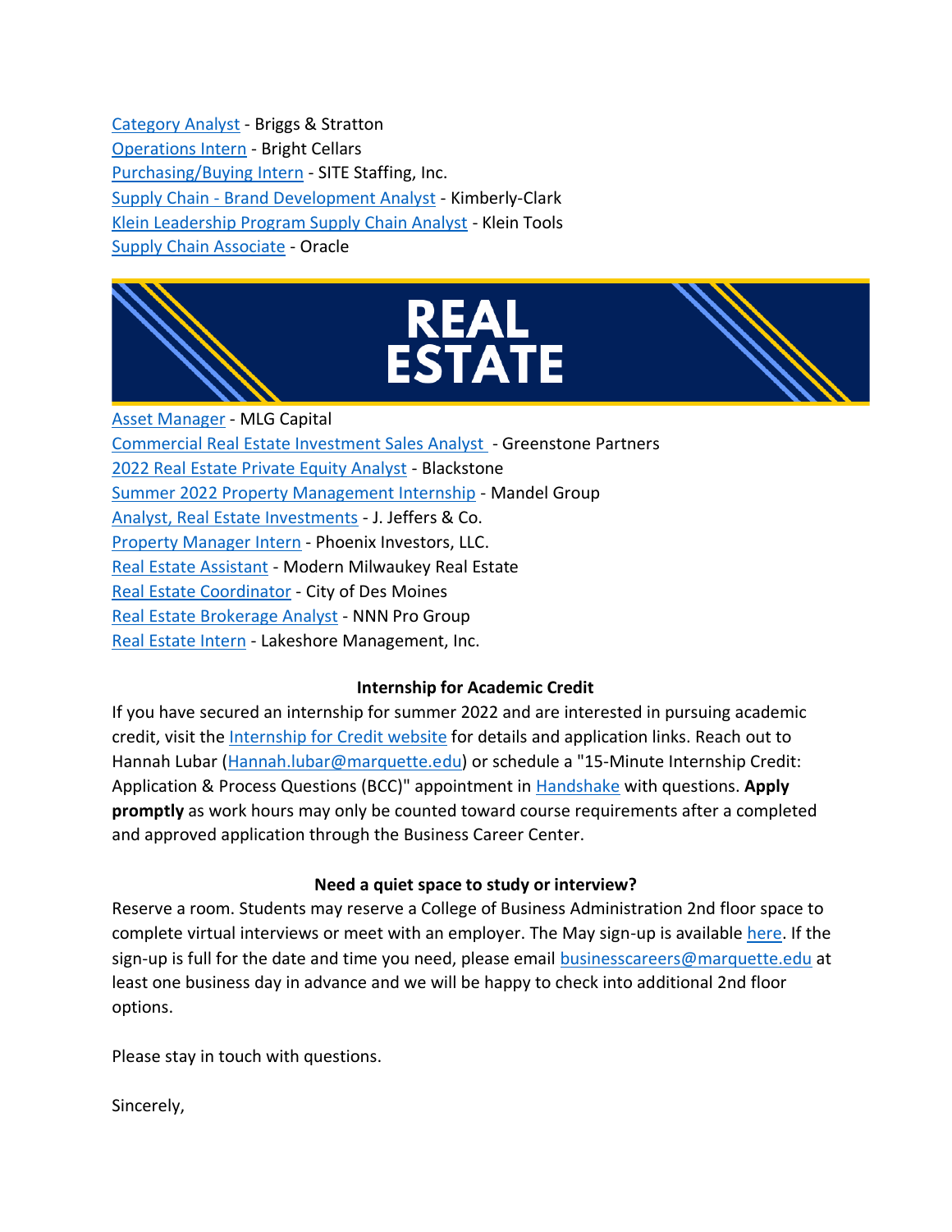Category Analyst - Briggs & Stratton
Operations Intern - Bright Cellars
Purchasing/Buying Intern - SITE Staffing, Inc.
Supply Chain - Brand Development Analyst - Kimberly-Clark
Klein Leadership Program Supply Chain Analyst - Klein Tools
Supply Chain Associate - Oracle

## REAL ESTATE

Asset Manager - MLG Capital
Commercial Real Estate Investment Sales Analyst - Greenstone Partners
2022 Real Estate Private Equity Analyst - Blackstone
Summer 2022 Property Management Internship - Mandel Group
Analyst, Real Estate Investments - J. Jeffers & Co.
Property Manager Intern - Phoenix Investors, LLC.
Real Estate Assistant - Modern Milwaukee Real Estate
Real Estate Coordinator - City of Des Moines
Real Estate Brokerage Analyst - NNN Pro Group
Real Estate Intern - Lakeshore Management, Inc.

**Internship for Academic Credit**

If you have secured an internship for summer 2022 and are interested in pursuing academic credit, visit the Internship for Credit website for details and application links. Reach out to Hannah Lubar (Hannah.lubar@marquette.edu) or schedule a "15-Minute Internship Credit: Application & Process Questions (BCC)" appointment in Handshake with questions. **Apply promptly** as work hours may only be counted toward course requirements after a completed and approved application through the Business Career Center.

**Need a quiet space to study or interview?**

Reserve a room. Students may reserve a College of Business Administration 2nd floor space to complete virtual interviews or meet with an employer. The May sign-up is available here. If the sign-up is full for the date and time you need, please email businesscareers@marquette.edu at least one business day in advance and we will be happy to check into additional 2nd floor options.

Please stay in touch with questions.

Sincerely,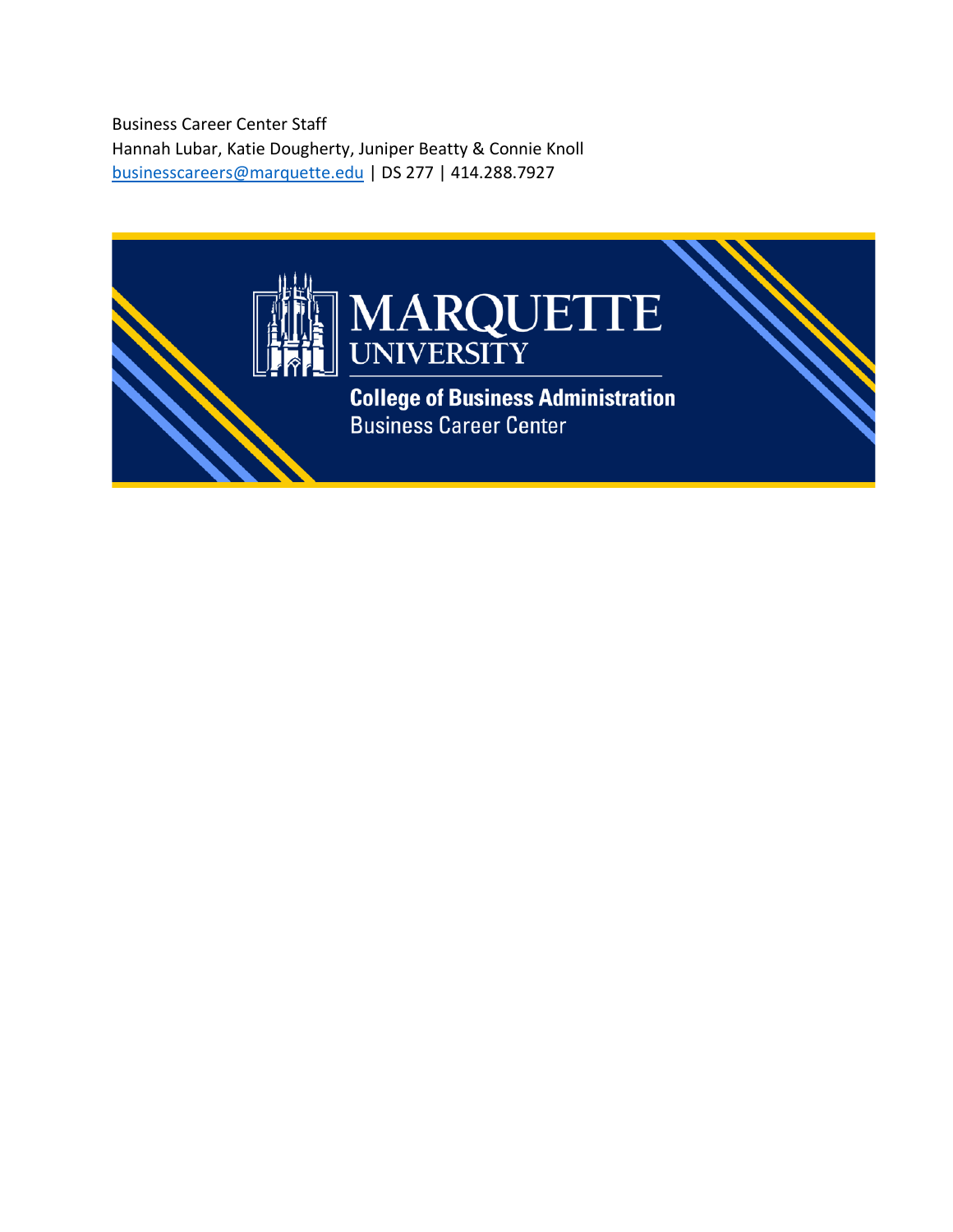Business Career Center Staff
Hannah Lubar, Katie Dougherty, Juniper Beatty & Connie Knoll
businesscareers@marquette.edu | DS 277 | 414.288.7927

MARQUETTE UNIVERSITY

College of Business Administration
Business Career Center